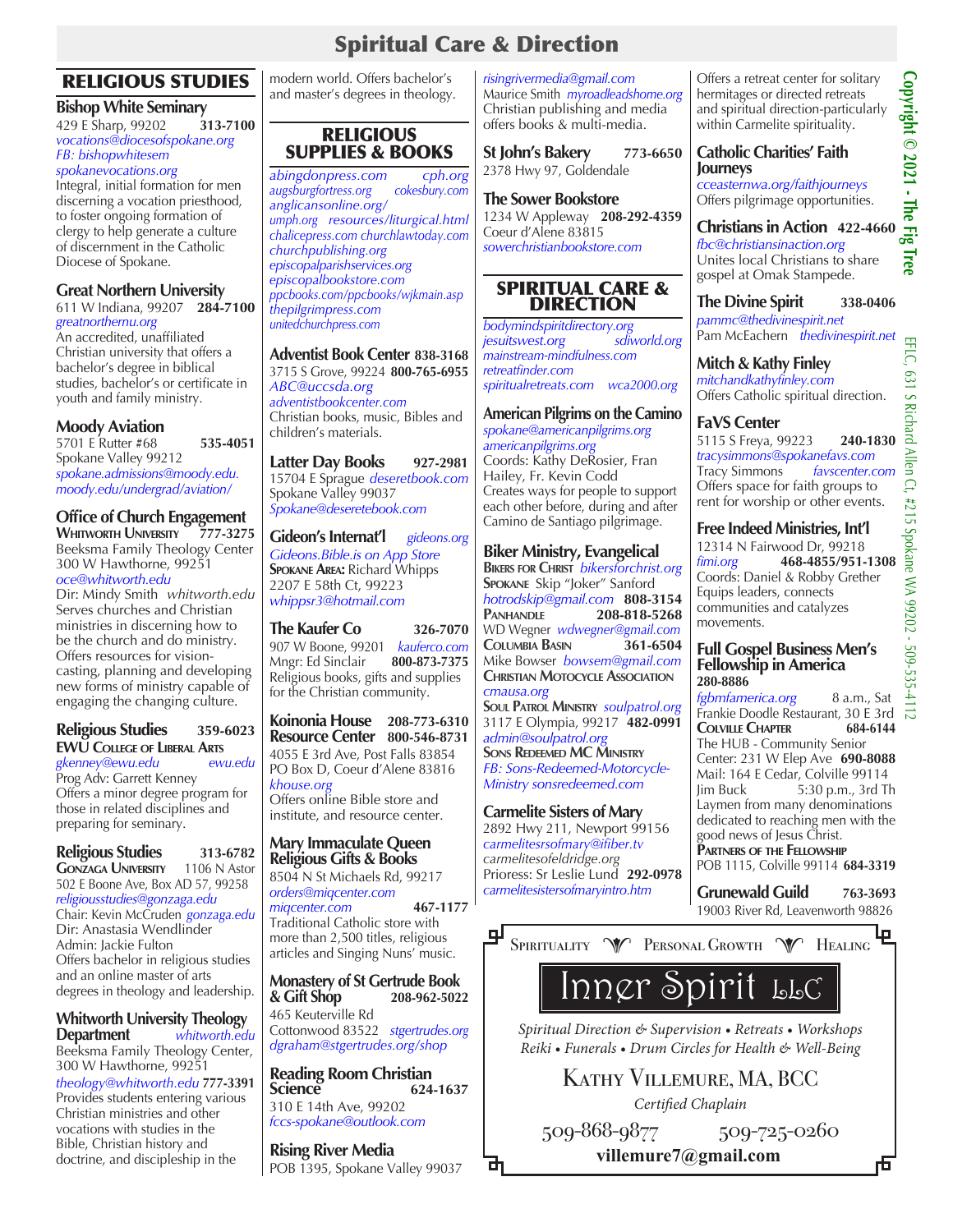# Spiritual Care & Direction

## RELIGIOUS STUDIES

### Bishop White Seminary
429 E Sharp, 99202 **313-7100**
*vocations@dioceseofspokane.org*
*FB: bishopwhitesem*
*spokanevocations.org*
Integral, initial formation for men discerning a vocation priesthood, to foster ongoing formation of clergy to help generate a culture of discernment in the Catholic Diocese of Spokane.

### Great Northern University
611 W Indiana, 99207 **284-7100**
*greatnorthernu.org*
An accredited, unaffiliated Christian university that offers a bachelor's degree in biblical studies, bachelor's or certificate in youth and family ministry.

### Moody Aviation
5701 E Rutter #68 **535-4051**
Spokane Valley 99212
*spokane.admissions@moody.edu.*
*moody.edu/undergrad/aviation/*

### Office of Church Engagement
**Whitworth University** **777-3275**
Beeksma Family Theology Center
300 W Hawthorne, 99251
*oce@whitworth.edu*
Dir: Mindy Smith *whitworth.edu*
Serves churches and Christian ministries in discerning how to be the church and do ministry. Offers resources for vision-casting, planning and developing new forms of ministry capable of engaging the changing culture.

### Religious Studies **359-6023**
**EWU College of Liberal Arts**
*gkenney@ewu.edu* *ewu.edu*
Prog Adv: Garrett Kenney
Offers a minor degree program for those in related disciplines and preparing for seminary.

### Religious Studies **313-6782**
**Gonzaga University** 1106 N Astor
502 E Boone Ave, Box AD 57, 99258
*religiousstudies@gonzaga.edu*
Chair: Kevin McCruden *gonzaga.edu*
Dir: Anastasia Wendlinder
Admin: Jackie Fulton
Offers bachelor in religious studies and an online master of arts degrees in theology and leadership.

### Whitworth University Theology Department
*whitworth.edu*
Beeksma Family Theology Center, 300 W Hawthorne, 99251
*theology@whitworth.edu* **777-3391**
Provides students entering various Christian ministries and other vocations with studies in the Bible, Christian history and doctrine, and discipleship in the modern world. Offers bachelor's and master's degrees in theology.

## RELIGIOUS SUPPLIES & BOOKS

*abingdonpress.com* *cph.org*
*augsburgfortress.org* *cokesbury.com*
*anglicansonline.org/*
*umph.org* *resources/liturgical.html*
*chalicepress.com* *churchlawtoday.com*
*churchpublishing.org*
*episcopalparishservices.org*
*episcopalbookstore.com*
*ppcbooks.com/ppcbooks/wjkmain.asp*
*thepilgrimpress.com*
*unitedchurchpress.com*

### Adventist Book Center **838-3168**
3715 S Grove, 99224 **800-765-6955**
*ABC@uccsda.org*
*adventistbookcenter.com*
Christian books, music, Bibles and children's materials.

### Latter Day Books **927-2981**
15704 E Sprague *deseretbook.com*
Spokane Valley 99037
*Spokane@deseretebook.com*

### Gideon's Internat'l *gideons.org*
*Gideons.Bible.is on App Store*
**Spokane Area:** Richard Whipps
2207 E 58th Ct, 99223
*whippsr3@hotmail.com*

### The Kaufer Co **326-7070**
907 W Boone, 99201 *kauferco.com*
Mngr: Ed Sinclair **800-873-7375**
Religious books, gifts and supplies for the Christian community.

### Koinonia House **208-773-6310**
### Resource Center **800-546-8731**
4055 E 3rd Ave, Post Falls 83854
PO Box D, Coeur d'Alene 83816
*khouse.org*
Offers online Bible store and institute, and resource center.

### Mary Immaculate Queen Religious Gifts & Books
8504 N St Michaels Rd, 99217
*orders@miqcenter.com*
*miqcenter.com* **467-1177**
Traditional Catholic store with more than 2,500 titles, religious articles and Singing Nuns' music.

### Monastery of St Gertrude Book & Gift Shop **208-962-5022**
465 Keuterville Rd
Cottonwood 83522 *stgertrudes.org*
*dgraham@stgertrudes.org/shop*

### Reading Room Christian Science **624-1637**
310 E 14th Ave, 99202
*fccs-spokane@outlook.com*

### Rising River Media
POB 1395, Spokane Valley 99037
*risingrivermedia@gmail.com*
Maurice Smith *myroadleadshome.org*
Christian publishing and media offers books & multi-media.

### St John's Bakery **773-6650**
2378 Hwy 97, Goldendale

### The Sower Bookstore
1234 W Appleway **208-292-4359**
Coeur d'Alene 83815
*sowerchristianbookstore.com*

## SPIRITUAL CARE & DIRECTION

*bodymindspiritdirectory.org*
*jesuitswest.org* *sdiworld.org*
*mainstream-mindfulness.com*
*retreatfinder.com*
*spiritualretreats.com* *wca2000.org*

### American Pilgrims on the Camino
*spokane@americanpilgrims.org*
*americanpilgrims.org*
Coords: Kathy DeRosier, Fran Hailey, Fr. Kevin Codd
Creates ways for people to support each other before, during and after Camino de Santiago pilgrimage.

### Biker Ministry, Evangelical
**Bikers for Christ** *bikersforchrist.org*
**Spokane** Skip "Joker" Sanford
*hotrodskip@gmail.com* **808-3154**
**Panhandle** **208-818-5268**
WD Wegner *wdwegner@gmail.com*
**Columbia Basin** **361-6504**
Mike Bowser *bowsem@gmail.com*
**Christian Motocycle Association**
*cmausa.org*
**Soul Patrol Ministry** *soulpatrol.org*
3117 E Olympia, 99217 **482-0991**
*admin@soulpatrol.org*
**Sons Redeemed MC Ministry**
*FB: Sons-Redeemed-Motorcycle-Ministry sonsredeemed.com*

### Carmelite Sisters of Mary
2892 Hwy 211, Newport 99156
*carmelitesrsofmary@ifiber.tv*
*carmelitesofeldridge.org*
Prioress: Sr Leslie Lund **292-0978**
*carmelitesistersofmaryintro.htm*
Offers a retreat center for solitary hermitages or directed retreats and spiritual direction-particularly within Carmelite spirituality.

### Catholic Charities' Faith Journeys
*cceasternwa.org/faithjourneys*
Offers pilgrimage opportunities.

### Christians in Action **422-4660**
*fbc@christiansinaction.org*
Unites local Christians to share gospel at Omak Stampede.

### The Divine Spirit **338-0406**
*pammc@thedivinespirit.net*
Pam McEachern *thedivinespirit.net*

### Mitch & Kathy Finley
*mitchandkathyfinley.com*
Offers Catholic spiritual direction.

### FaVS Center
5115 S Freya, 99223 **240-1830**
*tracysimmons@spokanefavs.com*
Tracy Simmons *favscenter.com*
Offers space for faith groups to rent for worship or other events.

### Free Indeed Ministries, Int'l
12314 N Fairwood Dr, 99218
*fimi.org* **468-4855/951-1308**
Coords: Daniel & Robby Grether
Equips leaders, connects communities and catalyzes movements.

### Full Gospel Business Men's Fellowship in America
**280-8886**
*fgbmfamerica.org* 8 a.m., Sat
Frankie Doodle Restaurant, 30 E 3rd
**Colville Chapter** **684-6144**
The HUB - Community Senior Center: 231 W Elep Ave **690-8088**
Mail: 164 E Cedar, Colville 99114
Jim Buck 5:30 p.m., 3rd Th
Laymen from many denominations dedicated to reaching men with the good news of Jesus Christ.
**Partners of the Fellowship**
POB 1115, Colville 99114 **684-3319**

### Grunewald Guild **763-3693**
19003 River Rd, Leavenworth 98826

---

Spirituality · Personal Growth · Healing

**Inner Spirit LLC**

*Spiritual Direction & Supervision • Retreats • Workshops*
*Reiki • Funerals • Drum Circles for Health & Well-Being*

Kathy Villemure, MA, BCC
*Certified Chaplain*

509-868-9877 509-725-0260
**villemure7@gmail.com**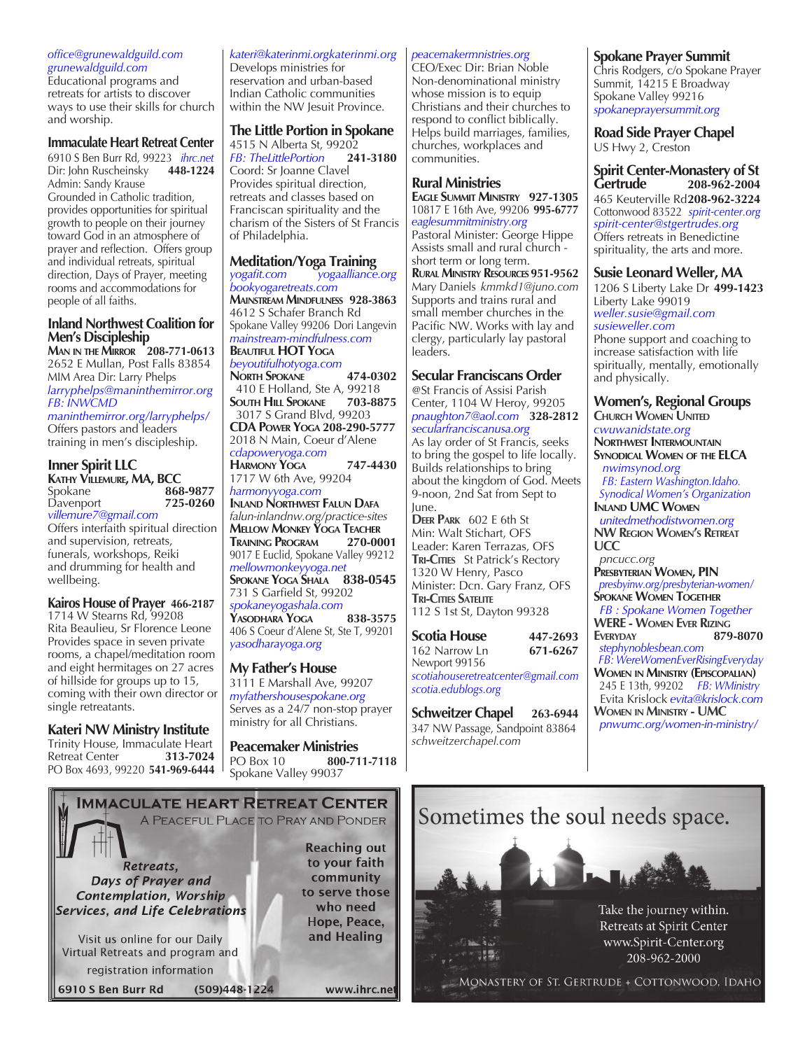*office@grunewaldguild.com*
*grunewaldguild.com*
Educational programs and retreats for artists to discover ways to use their skills for church and worship.

### Immaculate Heart Retreat Center

6910 S Ben Burr Rd, 99223 *ihrc.net*
Dir: John Ruscheinsky **448-1224**
Admin: Sandy Krause
Grounded in Catholic tradition, provides opportunities for spiritual growth to people on their journey toward God in an atmosphere of prayer and reflection. Offers group and individual retreats, spiritual direction, Days of Prayer, meeting rooms and accommodations for people of all faiths.

### Inland Northwest Coalition for Men's Discipleship

**Man in the Mirror 208-771-0613**
2652 E Mullan, Post Falls 83854
MIM Area Dir: Larry Phelps
*larryphelps@maninthemirror.org*
*FB: INWCMD*
*maninthemirror.org/larryphelps/*
Offers pastors and leaders training in men's discipleship.

### Inner Spirit LLC

**Kathy Villemure, MA, BCC**
Spokane **868-9877**
Davenport **725-0260**
*villemure7@gmail.com*
Offers interfaith spiritual direction and supervision, retreats, funerals, workshops, Reiki and drumming for health and wellbeing.

### Kairos House of Prayer 466-2187

1714 W Stearns Rd, 99208
Rita Beaulieu, Sr Florence Leone
Provides space in seven private rooms, a chapel/meditation room and eight hermitages on 27 acres of hillside for groups up to 15, coming with their own director or single retreatants.

### Kateri NW Ministry Institute

Trinity House, Immaculate Heart Retreat Center **313-7024**
PO Box 4693, 99220 **541-969-6444**
*kateri@katerinmi.orgkaterinmi.org*
Develops ministries for reservation and urban-based Indian Catholic communities within the NW Jesuit Province.

### The Little Portion in Spokane

4515 N Alberta St, 99202
*FB: TheLittlePortion* **241-3180**
Coord: Sr Joanne Clavel
Provides spiritual direction, retreats and classes based on Franciscan spirituality and the charism of the Sisters of St Francis of Philadelphia.

### Meditation/Yoga Training

*yogafit.com* *yogaalliance.org*
*bookyogaretreats.com*
**Mainstream Mindfulness 928-3863**
4612 S Schafer Branch Rd
Spokane Valley 99206 Dori Langevin
*mainstream-mindfulness.com*
**Beautiful HOT Yoga**
*beyoutifulhotyoga.com*
**North Spokane 474-0302**
410 E Holland, Ste A, 99218
**South Hill Spokane 703-8875**
3017 S Grand Blvd, 99203
**CDA Power Yoga 208-290-5777**
2018 N Main, Coeur d'Alene
*cdapoweryoga.com*
**Harmony Yoga 747-4430**
1717 W 6th Ave, 99204
*harmonyyoga.com*
**Inland Northwest Falun Dafa**
*falun-inlandnw.org/practice-sites*
**Mellow Monkey Yoga Teacher Training Program 270-0001**
9017 E Euclid, Spokane Valley 99212
*mellowmonkeyyoga.net*
**Spokane Yoga Shala 838-0545**
731 S Garfield St, 99202
*spokaneyogashala.com*
**Yasodhara Yoga 838-3575**
406 S Coeur d'Alene St, Ste T, 99201
*yasodharayoga.org*

### My Father's House

3111 E Marshall Ave, 99207
*myfathershousespokane.org*
Serves as a 24/7 non-stop prayer ministry for all Christians.

### Peacemaker Ministries

PO Box 10 **800-711-7118**
Spokane Valley 99037
*peacemakernmistries.org*
CEO/Exec Dir: Brian Noble
Non-denominational ministry whose mission is to equip Christians and their churches to respond to conflict biblically. Helps build marriages, families, churches, workplaces and communities.

### Rural Ministries

**Eagle Summit Ministry 927-1305**
10817 E 16th Ave, 99206 **995-6777**
*eaglesummitministry.org*
Pastoral Minister: George Hippe
Assists small and rural church - short term or long term.
**Rural Ministry Resources 951-9562**
Mary Daniels *kmmkd1@juno.com*
Supports and trains rural and small member churches in the Pacific NW. Works with lay and clergy, particularly lay pastoral leaders.

### Secular Franciscans Order

@St Francis of Assisi Parish Center, 1104 W Heroy, 99205
*pnaughton7@aol.com* **328-2812**
*secularfranciscanusa.org*
As lay order of St Francis, seeks to bring the gospel to life locally. Builds relationships to bring about the kingdom of God. Meets 9-noon, 2nd Sat from Sept to June.
**Deer Park** 602 E 6th St
Min: Walt Stichart, OFS
Leader: Karen Terrazas, OFS
**Tri-Cities** St Patrick's Rectory
1320 W Henry, Pasco
Minister: Dcn. Gary Franz, OFS
**Tri-Cities Satelite**
112 S 1st St, Dayton 99328

### Scotia House 447-2693

162 Narrow Ln **671-6267**
Newport 99156
*scotiahouseretreatcenter@gmail.com*
*scotia.edublogs.org*

### Schweitzer Chapel 263-6944

347 NW Passage, Sandpoint 83864
*schweitzerchapel.com*

### Spokane Prayer Summit

Chris Rodgers, c/o Spokane Prayer Summit, 14215 E Broadway
Spokane Valley 99216
*spokaneprayersummit.org*

### Road Side Prayer Chapel

US Hwy 2, Creston

### Spirit Center-Monastery of St Gertrude 208-962-2004

465 Keuterville Rd **208-962-3224**
Cottonwood 83522 *spirit-center.org*
*spirit-center@stgertrudes.org*
Offers retreats in Benedictine spirituality, the arts and more.

### Susie Leonard Weller, MA

1206 S Liberty Lake Dr **499-1423**
Liberty Lake 99019
*weller.susie@gmail.com*
*susieweller.com*
Phone support and coaching to increase satisfaction with life spiritually, mentally, emotionally and physically.

### Women's, Regional Groups

**Church Women United**
*cwuwanidstate.org*
**Northwest Intermountain Synodical Women of the ELCA**
*nwimsynod.org*
*FB: Eastern Washington.Idaho. Synodical Women's Organization*
**Inland UMC Women**
*unitedmethodistwomen.org*
**NW Region Women's Retreat UCC**
*pncucc.org*
**Presbyterian Women, PIN**
*presbyinw.org/presbyterian-women/*
**Spokane Women Together**
*FB : Spokane Women Together*
**WERE - Women Ever Rizing Everyday 879-8070**
*stephynoblesbean.com*
*FB: WereWomenEverRisingEveryday*
**Women in Ministry (Episcopalian)**
245 E 13th, 99202 *FB: WMinistry*
Evita Krislock *evita@krislock.com*
**Women in Ministry - UMC**
*pnwumc.org/women-in-ministry/*

---

**IMMACULATE HEART RETREAT CENTER**
A Peaceful Place to Pray and Ponder

*Retreats, Days of Prayer and Contemplation, Worship Services, and Life Celebrations*

Reaching out to your faith community to serve those who need Hope, Peace, and Healing

Visit us online for our Daily Virtual Retreats and program and registration information

6910 S Ben Burr Rd (509)448-1224 www.ihrc.net

---

Sometimes the soul needs space.

Take the journey within.
Retreats at Spirit Center
www.Spirit-Center.org
208-962-2000

Monastery of St. Gertrude + Cottonwood, Idaho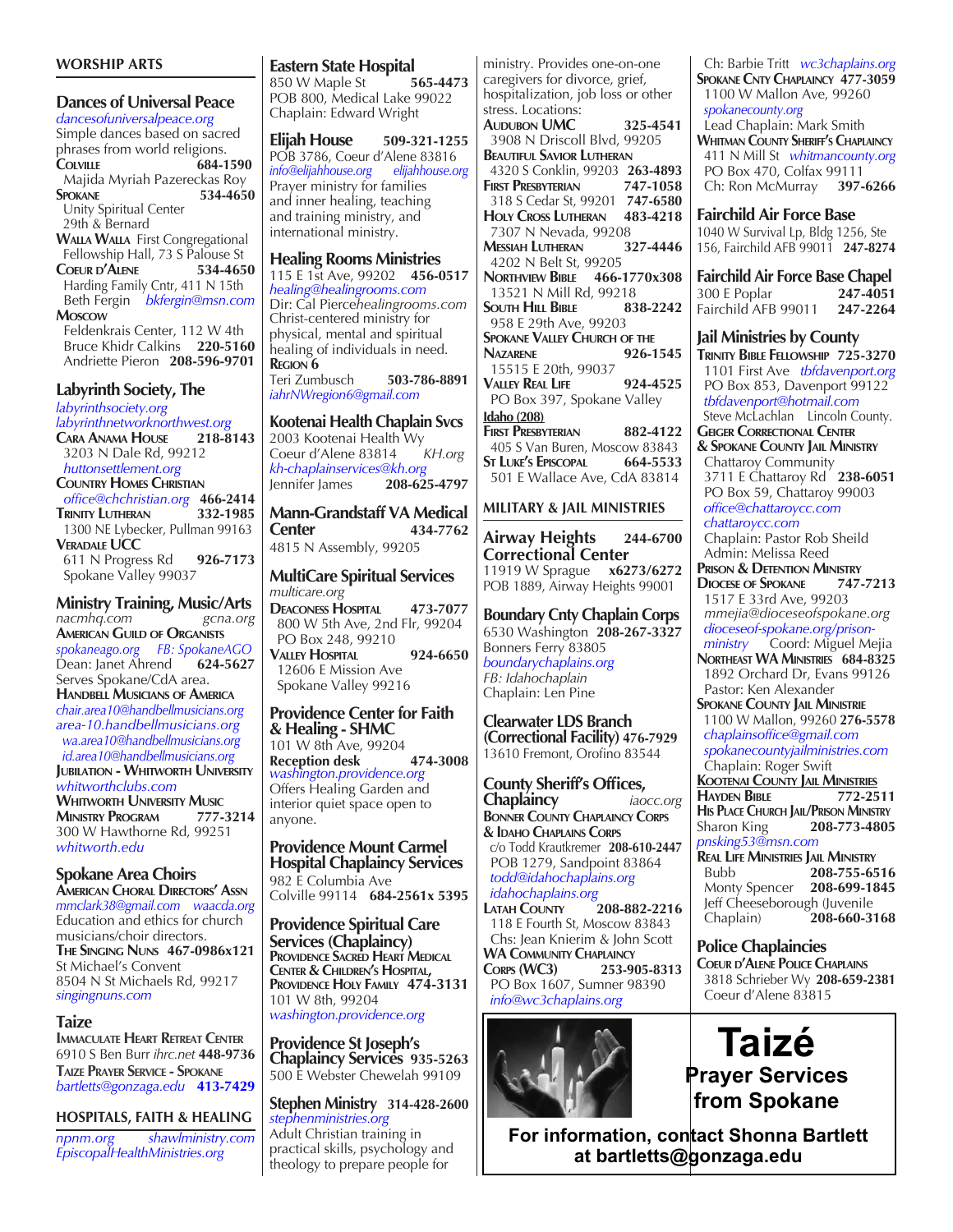## WORSHIP ARTS

### Dances of Universal Peace

*dancesofuniversalpeace.org*
Simple dances based on sacred phrases from world religions.
**Colville** **684-1590**
Majida Myriah Pazereckas Roy
**Spokane** **534-4650**
Unity Spiritual Center
29th & Bernard
**Walla Walla** First Congregational Fellowship Hall, 73 S Palouse St
**Coeur d'Alene** **534-4650**
Harding Family Cntr, 411 N 15th
Beth Fergin *bkfergin@msn.com*
**Moscow**
Feldenkrais Center, 112 W 4th
Bruce Khidr Calkins **220-5160**
Andriette Pieron **208-596-9701**

### Labyrinth Society, The

*labyrinthsociety.org*
*labyrinthnetworknorthwest.org*
**Cara Anama House** **218-8143**
3203 N Dale Rd, 99212
*huttonsettlement.org*
**Country Homes Christian**
*office@chchristian.org* **466-2414**
**Trinity Lutheran** **332-1985**
1300 NE Lybecker, Pullman 99163
**Veradale UCC**
611 N Progress Rd **926-7173**
Spokane Valley 99037

### Ministry Training, Music/Arts

*nacmhq.com* *gcna.org*
**American Guild of Organists**
*spokaneago.org* *FB: SpokaneAGO*
Dean: Janet Ahrend **624-5627**
Serves Spokane/CdA area.
**Handbell Musicians of America**
*chair.area10@handbellmusicians.org*
*area-10.handbellmusicians.org*
*wa.area10@handbellmusicians.org*
*id.area10@handbellmusicians.org*
**Jubilation - Whitworth University**
*whitworthclubs.com*
**Whitworth University Music Ministry Program** **777-3214**
300 W Hawthorne Rd, 99251
*whitworth.edu*

### Spokane Area Choirs

**American Choral Directors' Assn**
*mmclark38@gmail.com* *waacda.org*
Education and ethics for church musicians/choir directors.
**The Singing Nuns** **467-0986x121**
St Michael's Convent
8504 N St Michaels Rd, 99217
*singingnuns.com*

### Taize

**Immaculate Heart Retreat Center**
6910 S Ben Burr *ihrc.net* **448-9736**
**Taize Prayer Service - Spokane**
*bartletts@gonzaga.edu* **413-7429**

## HOSPITALS, FAITH & HEALING

*npnm.org* *shawlministry.com*
*EpiscopalHealthMinistries.org*

### Eastern State Hospital

850 W Maple St **565-4473**
POB 800, Medical Lake 99022
Chaplain: Edward Wright

### Elijah House **509-321-1255**

POB 3786, Coeur d'Alene 83816
*info@elijahhouse.org* *elijahhouse.org*
Prayer ministry for families and inner healing, teaching and training ministry, and international ministry.

### Healing Rooms Ministries

115 E 1st Ave, 99202 **456-0517**
*healing@healingrooms.com*
Dir: Cal Pierce*healingrooms.com*
Christ-centered ministry for physical, mental and spiritual healing of individuals in need.
**Region 6**
Teri Zumbusch **503-786-8891**
*iahrNWregion6@gmail.com*

### Kootenai Health Chaplain Svcs

2003 Kootenai Health Wy
Coeur d'Alene 83814 *KH.org*
*kh-chaplainservices@kh.org*
Jennifer James **208-625-4797**

### Mann-Grandstaff VA Medical Center **434-7762**

4815 N Assembly, 99205

### MultiCare Spiritual Services

*multicare.org*
**Deaconess Hospital** **473-7077**
800 W 5th Ave, 2nd Flr, 99204
PO Box 248, 99210
**Valley Hospital** **924-6650**
12606 E Mission Ave
Spokane Valley 99216

### Providence Center for Faith & Healing - SHMC

101 W 8th Ave, 99204
**Reception desk** **474-3008**
*washington.providence.org*
Offers Healing Garden and interior quiet space open to anyone.

### Providence Mount Carmel Hospital Chaplaincy Services

982 E Columbia Ave
Colville 99114 **684-2561x 5395**

### Providence Spiritual Care Services (Chaplaincy)

**Providence Sacred Heart Medical Center & Children's Hospital, Providence Holy Family** **474-3131**
101 W 8th, 99204
*washington.providence.org*

### Providence St Joseph's Chaplaincy Services **935-5263**

500 E Webster Chewelah 99109

### Stephen Ministry **314-428-2600**

*stephenministries.org*
Adult Christian training in practical skills, psychology and theology to prepare people for ministry. Provides one-on-one caregivers for divorce, grief, hospitalization, job loss or other stress. Locations:
**Audubon UMC** **325-4541**
3908 N Driscoll Blvd, 99205
**Beautiful Savior Lutheran**
4320 S Conklin, 99203 **263-4893**
**First Presbyterian** **747-1058**
318 S Cedar St, 99201 **747-6580**
**Holy Cross Lutheran** **483-4218**
7307 N Nevada, 99208
**Messiah Lutheran** **327-4446**
4202 N Belt St, 99205
**Northview Bible** **466-1770x308**
13521 N Mill Rd, 99218
**South Hill Bible** **838-2242**
958 E 29th Ave, 99203
**Spokane Valley Church of the Nazarene** **926-1545**
15515 E 20th, 99037
**Valley Real Life** **924-4525**
PO Box 397, Spokane Valley
**Idaho (208)**
**First Presbyterian** **882-4122**
405 S Van Buren, Moscow 83843
**St Luke's Episcopal** **664-5533**
501 E Wallace Ave, CdA 83814

## MILITARY & JAIL MINISTRIES

### Airway Heights Correctional Center **244-6700**

11919 W Sprague **x6273/6272**
POB 1889, Airway Heights 99001

### Boundary Cnty Chaplain Corps

6530 Washington **208-267-3327**
Bonners Ferry 83805
*boundarychaplains.org*
*FB: Idahochaplain*
Chaplain: Len Pine

### Clearwater LDS Branch (Correctional Facility) **476-7929**

13610 Fremont, Orofino 83544

### County Sheriff's Offices, Chaplaincy *iaocc.org*

**Bonner County Chaplaincy Corps & Idaho Chaplains Corps**
c/o Todd Krautkremer **208-610-2447**
POB 1279, Sandpoint 83864
*todd@idahochaplains.org*
*idahochaplains.org*
**Latah County** **208-882-2216**
118 E Fourth St, Moscow 83843
Chs: Jean Knierim & John Scott
**WA Community Chaplaincy Corps (WC3)** **253-905-8313**
PO Box 1607, Sumner 98390
*info@wc3chaplains.org*
Ch: Barbie Tritt *wc3chaplains.org*
**Spokane Cnty Chaplaincy** **477-3059**
1100 W Mallon Ave, 99260
*spokanecounty.org*
Lead Chaplain: Mark Smith
**Whitman County Sheriff's Chaplaincy**
411 N Mill St *whitmancounty.org*
PO Box 470, Colfax 99111
Ch: Ron McMurray **397-6266**

### Fairchild Air Force Base

1040 W Survival Lp, Bldg 1256, Ste 156, Fairchild AFB 99011 **247-8274**

### Fairchild Air Force Base Chapel

300 E Poplar **247-4051**
Fairchild AFB 99011 **247-2264**

### Jail Ministries by County

**Trinity Bible Fellowship** **725-3270**
1101 First Ave *tbfdavenport.org*
PO Box 853, Davenport 99122
*tbfdavenport@hotmail.com*
Steve McLachlan Lincoln County.
**Geiger Correctional Center & Spokane County Jail Ministry**
Chattaroy Community
3711 E Chattaroy Rd **238-6051**
PO Box 59, Chattaroy 99003
*office@chattaroycc.com*
*chattaroycc.com*
Chaplain: Pastor Rob Sheild
Admin: Melissa Reed
**Prison & Detention Ministry Diocese of Spokane** **747-7213**
1517 E 33rd Ave, 99203
*mmejia@dioceseofspokane.org*
*dioceseof-spokane.org/prison-ministry* Coord: Miguel Mejia
**Northeast WA Ministries** **684-8325**
1892 Orchard Dr, Evans 99126
Pastor: Ken Alexander
**Spokane County Jail Ministrie**
1100 W Mallon, 99260 **276-5578**
*chaplainsoffice@gmail.com*
*spokanecountyjailministries.com*
Chaplain: Roger Swift
**Kootenai County Jail Ministries**
**Hayden Bible** **772-2511**
**His Place Church Jail/Prison Ministry**
Sharon King **208-773-4805**
*pnsking53@msn.com*
**Real Life Ministries Jail Ministry**
Bubb **208-755-6516**
Monty Spencer **208-699-1845**
Jeff Cheeseborough (Juvenile Chaplain) **208-660-3168**

### Police Chaplaincies

**Coeur d'Alene Police Chaplains**
3818 Schrieber Wy **208-659-2381**
Coeur d'Alene 83815

# Taizé

**Prayer Services from Spokane**

**For information, contact Shonna Bartlett at bartletts@gonzaga.edu**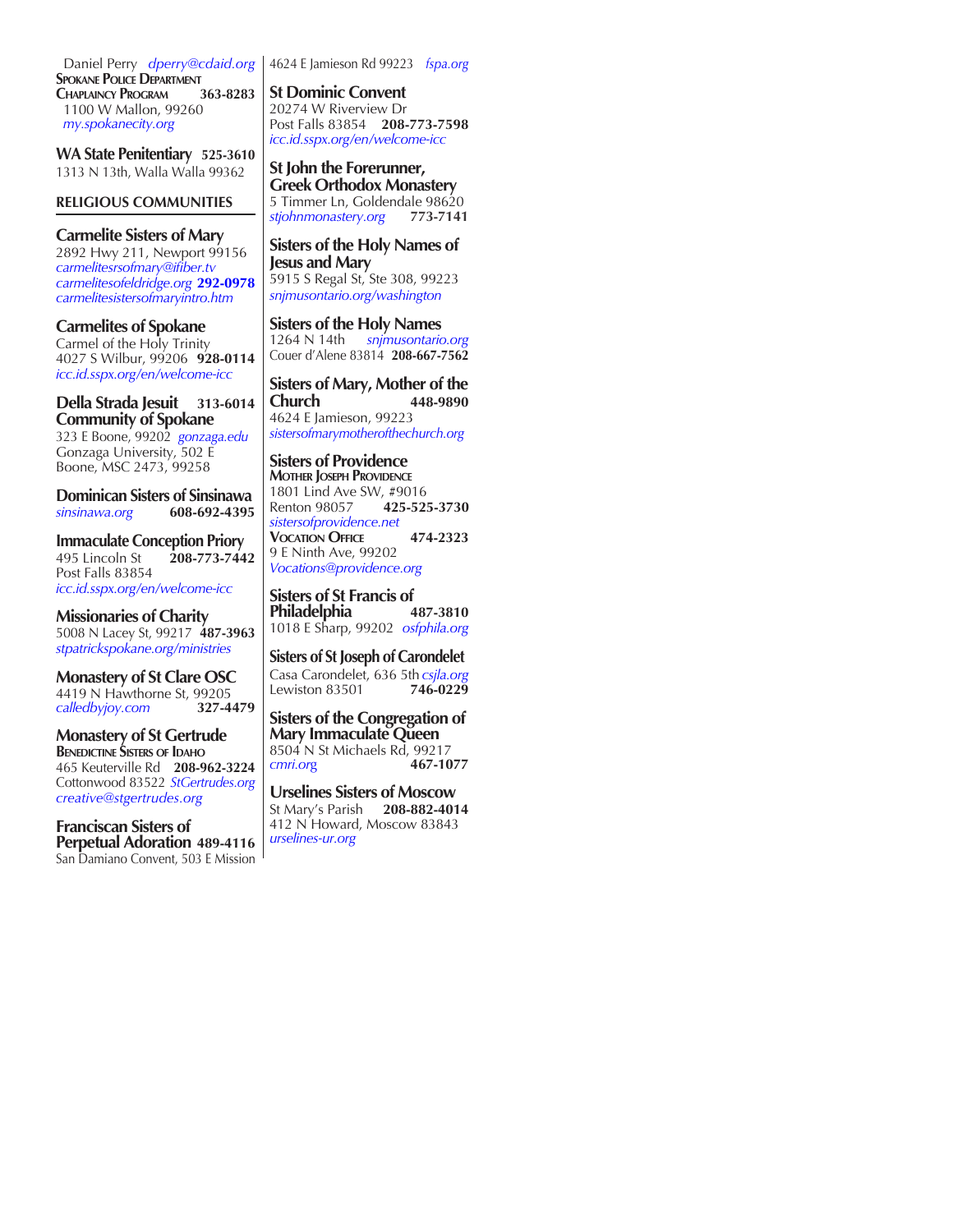Daniel Perry *dperry@cdaid.org*

**Spokane Police Department Chaplaincy Program** **363-8283**
1100 W Mallon, 99260
*my.spokanecity.org*

**WA State Penitentiary** **525-3610**
1313 N 13th, Walla Walla 99362

## RELIGIOUS COMMUNITIES

**Carmelite Sisters of Mary**
2892 Hwy 211, Newport 99156
*carmelitesrsofmary@ifiber.tv*
*carmelitesofeldridge.org* **292-0978**
*carmelitesistersofmaryintro.htm*

**Carmelites of Spokane**
Carmel of the Holy Trinity
4027 S Wilbur, 99206 **928-0114**
*icc.id.sspx.org/en/welcome-icc*

**Della Strada Jesuit Community of Spokane** **313-6014**
323 E Boone, 99202 *gonzaga.edu*
Gonzaga University, 502 E Boone, MSC 2473, 99258

**Dominican Sisters of Sinsinawa**
*sinsinawa.org* **608-692-4395**

**Immaculate Conception Priory**
495 Lincoln St **208-773-7442**
Post Falls 83854
*icc.id.sspx.org/en/welcome-icc*

**Missionaries of Charity**
5008 N Lacey St, 99217 **487-3963**
*stpatrickspokane.org/ministries*

**Monastery of St Clare OSC**
4419 N Hawthorne St, 99205
*calledbyjoy.com* **327-4479**

**Monastery of St Gertrude**
**Benedictine Sisters of Idaho**
465 Keuterville Rd **208-962-3224**
Cottonwood 83522 *StGertrudes.org*
*creative@stgertrudes.org*

**Franciscan Sisters of Perpetual Adoration** **489-4116**
San Damiano Convent, 503 E Mission
4624 E Jamieson Rd 99223 *fspa.org*

**St Dominic Convent**
20274 W Riverview Dr
Post Falls 83854 **208-773-7598**
*icc.id.sspx.org/en/welcome-icc*

**St John the Forerunner, Greek Orthodox Monastery**
5 Timmer Ln, Goldendale 98620
*stjohnmonastery.org* **773-7141**

**Sisters of the Holy Names of Jesus and Mary**
5915 S Regal St, Ste 308, 99223
*snjmusontario.org/washington*

**Sisters of the Holy Names**
1264 N 14th *snjmusontario.org*
Couer d'Alene 83814 **208-667-7562**

**Sisters of Mary, Mother of the Church** **448-9890**
4624 E Jamieson, 99223
*sistersofmarymotherofthechurch.org*

**Sisters of Providence**
**Mother Joseph Providence**
1801 Lind Ave SW, #9016
Renton 98057 **425-525-3730**
*sistersofprovidence.net*
**Vocation Office** **474-2323**
9 E Ninth Ave, 99202
*Vocations@providence.org*

**Sisters of St Francis of Philadelphia** **487-3810**
1018 E Sharp, 99202 *osfphila.org*

**Sisters of St Joseph of Carondelet**
Casa Carondelet, 636 5th *csjla.org*
Lewiston 83501 **746-0229**

**Sisters of the Congregation of Mary Immaculate Queen**
8504 N St Michaels Rd, 99217
*cmri.org* **467-1077**

**Urselines Sisters of Moscow**
St Mary's Parish **208-882-4014**
412 N Howard, Moscow 83843
*urselines-ur.org*